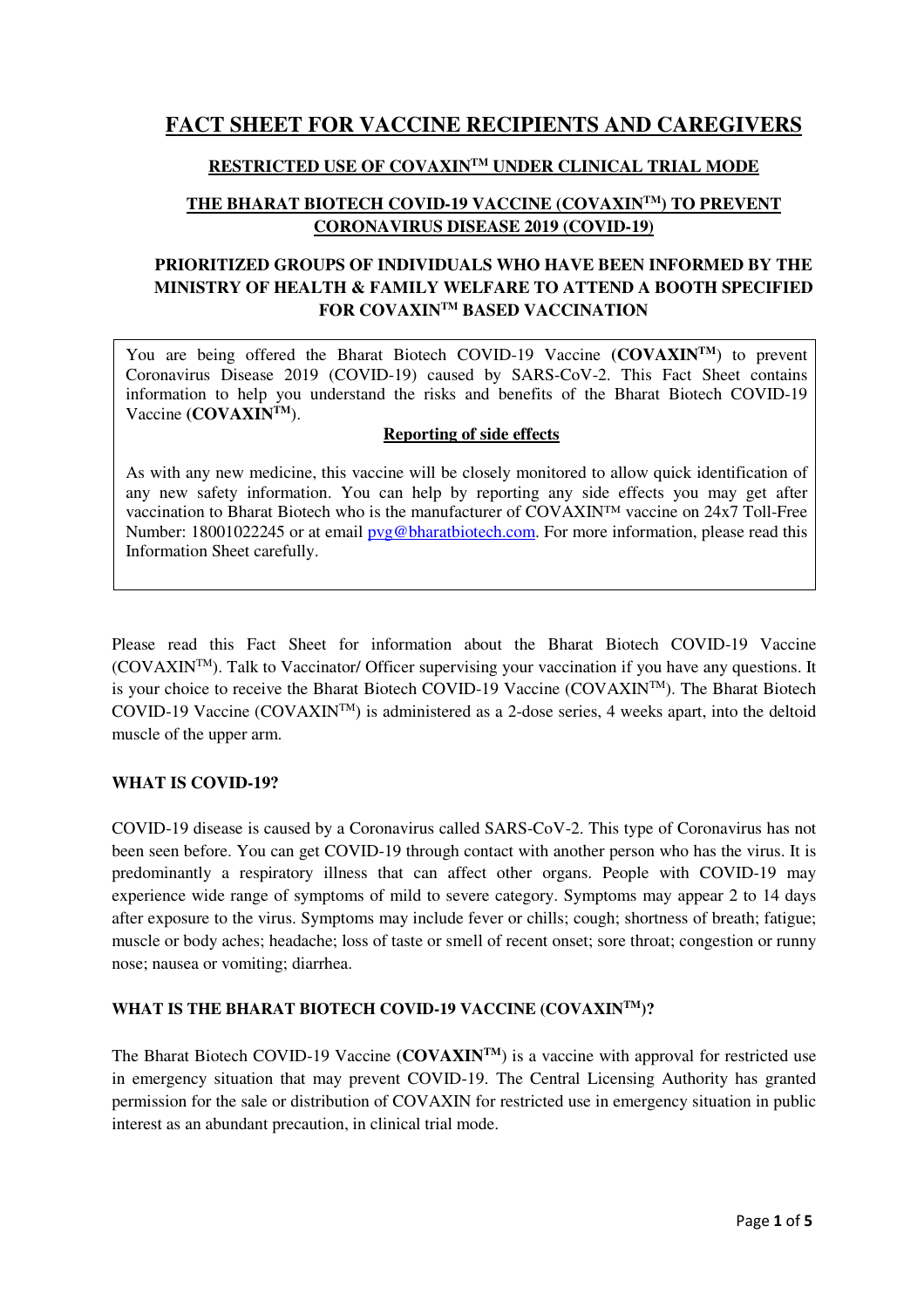# FACT SHEET FOR VACCINE RECIPIENTS AND CAREGIVERS

## RESTRICTED USE OF COVAXIN™ UNDER CLINICAL TRIAL MODE

## THE BHARAT BIOTECH COVID-19 VACCINE (COVAXIN™) TO PREVENT CORONAVIRUS DISEASE 2019 (COVID-19)

## PRIORITIZED GROUPS OF INDIVIDUALS WHO HAVE BEEN INFORMED BY THE MINISTRY OF HEALTH & FAMILY WELFARE TO ATTEND A BOOTH SPECIFIED FOR COVAXIN™ BASED VACCINATION

You are being offered the Bharat Biotech COVID-19 Vaccine (**COVAXIN™**) to prevent Coronavirus Disease 2019 (COVID-19) caused by SARS-CoV-2. This Fact Sheet contains information to help you understand the risks and benefits of the Bharat Biotech COVID-19 Vaccine (**COVAXIN™**).

**Reporting of side effects**

As with any new medicine, this vaccine will be closely monitored to allow quick identification of any new safety information. You can help by reporting any side effects you may get after vaccination to Bharat Biotech who is the manufacturer of COVAXIN™ vaccine on 24x7 Toll-Free Number: 18001022245 or at email pvg@bharatbiotech.com. For more information, please read this Information Sheet carefully.

Please read this Fact Sheet for information about the Bharat Biotech COVID-19 Vaccine (COVAXIN™). Talk to Vaccinator/ Officer supervising your vaccination if you have any questions. It is your choice to receive the Bharat Biotech COVID-19 Vaccine (COVAXIN™). The Bharat Biotech COVID-19 Vaccine (COVAXIN™) is administered as a 2-dose series, 4 weeks apart, into the deltoid muscle of the upper arm.

### WHAT IS COVID-19?

COVID-19 disease is caused by a Coronavirus called SARS-CoV-2. This type of Coronavirus has not been seen before. You can get COVID-19 through contact with another person who has the virus. It is predominantly a respiratory illness that can affect other organs. People with COVID-19 may experience wide range of symptoms of mild to severe category. Symptoms may appear 2 to 14 days after exposure to the virus. Symptoms may include fever or chills; cough; shortness of breath; fatigue; muscle or body aches; headache; loss of taste or smell of recent onset; sore throat; congestion or runny nose; nausea or vomiting; diarrhea.

### WHAT IS THE BHARAT BIOTECH COVID-19 VACCINE (COVAXIN™)?

The Bharat Biotech COVID-19 Vaccine (**COVAXIN™**) is a vaccine with approval for restricted use in emergency situation that may prevent COVID-19. The Central Licensing Authority has granted permission for the sale or distribution of COVAXIN for restricted use in emergency situation in public interest as an abundant precaution, in clinical trial mode.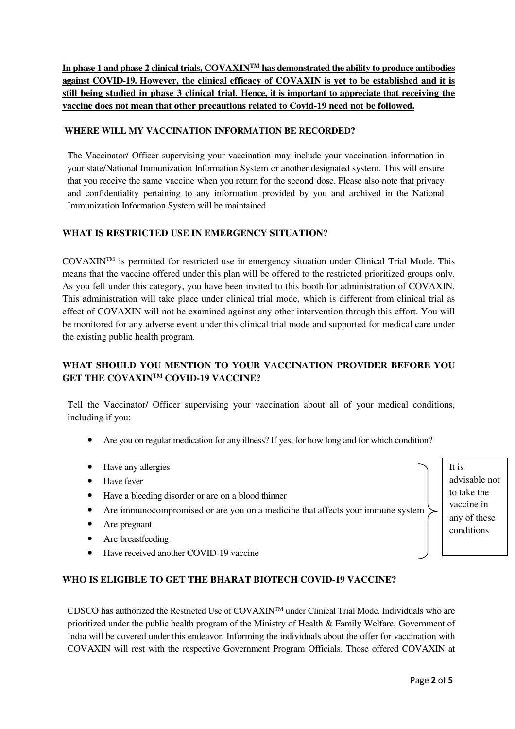**In phase 1 and phase 2 clinical trials, COVAXIN$^{TM}$ has demonstrated the ability to produce antibodies against COVID-19. However, the clinical efficacy of COVAXIN is yet to be established and it is still being studied in phase 3 clinical trial. Hence, it is important to appreciate that receiving the vaccine does not mean that other precautions related to Covid-19 need not be followed.**

### WHERE WILL MY VACCINATION INFORMATION BE RECORDED?

The Vaccinator/ Officer supervising your vaccination may include your vaccination information in your state/National Immunization Information System or another designated system. This will ensure that you receive the same vaccine when you return for the second dose. Please also note that privacy and confidentiality pertaining to any information provided by you and archived in the National Immunization Information System will be maintained.

### WHAT IS RESTRICTED USE IN EMERGENCY SITUATION?

COVAXIN$^{TM}$ is permitted for restricted use in emergency situation under Clinical Trial Mode. This means that the vaccine offered under this plan will be offered to the restricted prioritized groups only. As you fell under this category, you have been invited to this booth for administration of COVAXIN. This administration will take place under clinical trial mode, which is different from clinical trial as effect of COVAXIN will not be examined against any other intervention through this effort. You will be monitored for any adverse event under this clinical trial mode and supported for medical care under the existing public health program.

### WHAT SHOULD YOU MENTION TO YOUR VACCINATION PROVIDER BEFORE YOU GET THE COVAXIN$^{TM}$ COVID-19 VACCINE?

Tell the Vaccinator/ Officer supervising your vaccination about all of your medical conditions, including if you:

- Are you on regular medication for any illness? If yes, for how long and for which condition?

- Have any allergies
- Have fever
- Have a bleeding disorder or are on a blood thinner
- Are immunocompromised or are you on a medicine that affects your immune system
- Are pregnant
- Are breastfeeding
- Have received another COVID-19 vaccine

It is advisable not to take the vaccine in any of these conditions

### WHO IS ELIGIBLE TO GET THE BHARAT BIOTECH COVID-19 VACCINE?

CDSCO has authorized the Restricted Use of COVAXIN$^{TM}$ under Clinical Trial Mode. Individuals who are prioritized under the public health program of the Ministry of Health & Family Welfare, Government of India will be covered under this endeavor. Informing the individuals about the offer for vaccination with COVAXIN will rest with the respective Government Program Officials. Those offered COVAXIN at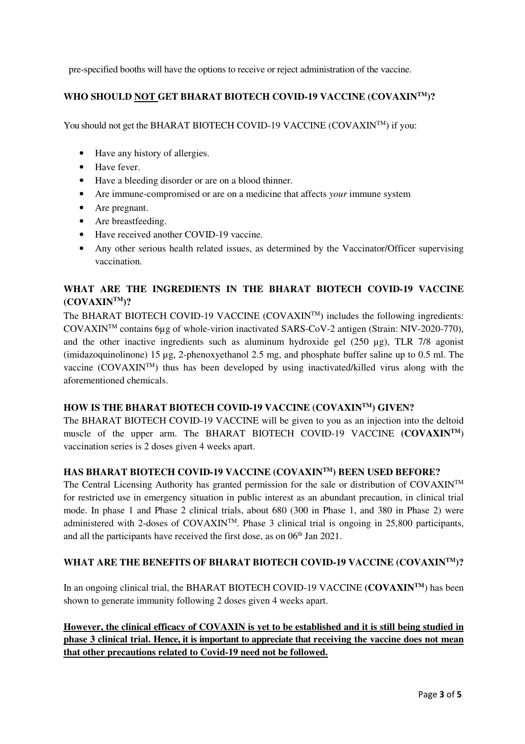pre-specified booths will have the options to receive or reject administration of the vaccine.

## WHO SHOULD NOT GET BHARAT BIOTECH COVID-19 VACCINE (COVAXIN$^{TM}$)?

You should not get the BHARAT BIOTECH COVID-19 VACCINE (COVAXIN$^{TM}$) if you:

- Have any history of allergies.
- Have fever.
- Have a bleeding disorder or are on a blood thinner.
- Are immune-compromised or are on a medicine that affects *your* immune system
- Are pregnant.
- Are breastfeeding.
- Have received another COVID-19 vaccine.
- Any other serious health related issues, as determined by the Vaccinator/Officer supervising vaccination.

## WHAT ARE THE INGREDIENTS IN THE BHARAT BIOTECH COVID-19 VACCINE (COVAXIN$^{TM}$)?

The BHARAT BIOTECH COVID-19 VACCINE (COVAXIN$^{TM}$) includes the following ingredients: COVAXIN$^{TM}$ contains 6µg of whole-virion inactivated SARS-CoV-2 antigen (Strain: NIV-2020-770), and the other inactive ingredients such as aluminum hydroxide gel (250 µg), TLR 7/8 agonist (imidazoquinolinone) 15 µg, 2-phenoxyethanol 2.5 mg, and phosphate buffer saline up to 0.5 ml. The vaccine (COVAXIN$^{TM}$) thus has been developed by using inactivated/killed virus along with the aforementioned chemicals.

## HOW IS THE BHARAT BIOTECH COVID-19 VACCINE (COVAXIN$^{TM}$) GIVEN?

The BHARAT BIOTECH COVID-19 VACCINE will be given to you as an injection into the deltoid muscle of the upper arm. The BHARAT BIOTECH COVID-19 VACCINE **(COVAXIN$^{TM}$)** vaccination series is 2 doses given 4 weeks apart.

## HAS BHARAT BIOTECH COVID-19 VACCINE (COVAXIN$^{TM}$) BEEN USED BEFORE?

The Central Licensing Authority has granted permission for the sale or distribution of COVAXIN$^{TM}$ for restricted use in emergency situation in public interest as an abundant precaution, in clinical trial mode. In phase 1 and Phase 2 clinical trials, about 680 (300 in Phase 1, and 380 in Phase 2) were administered with 2-doses of COVAXIN$^{TM}$. Phase 3 clinical trial is ongoing in 25,800 participants, and all the participants have received the first dose, as on 06$^{th}$ Jan 2021.

## WHAT ARE THE BENEFITS OF BHARAT BIOTECH COVID-19 VACCINE (COVAXIN$^{TM}$)?

In an ongoing clinical trial, the BHARAT BIOTECH COVID-19 VACCINE **(COVAXIN$^{TM}$)** has been shown to generate immunity following 2 doses given 4 weeks apart.

**However, the clinical efficacy of COVAXIN is yet to be established and it is still being studied in phase 3 clinical trial. Hence, it is important to appreciate that receiving the vaccine does not mean that other precautions related to Covid-19 need not be followed.**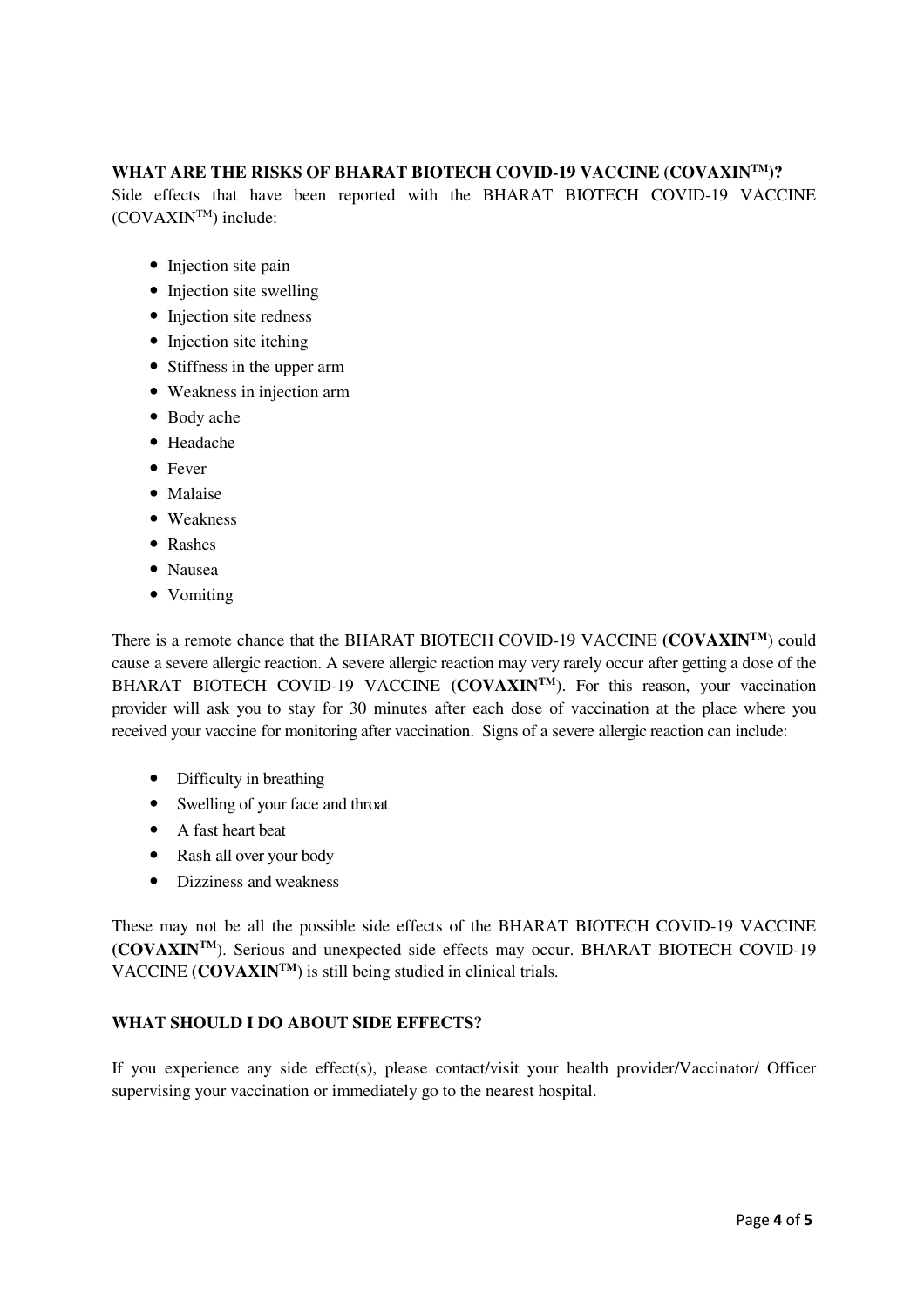## WHAT ARE THE RISKS OF BHARAT BIOTECH COVID-19 VACCINE (COVAXIN™)?

Side effects that have been reported with the BHARAT BIOTECH COVID-19 VACCINE (COVAXIN™) include:

- Injection site pain
- Injection site swelling
- Injection site redness
- Injection site itching
- Stiffness in the upper arm
- Weakness in injection arm
- Body ache
- Headache
- Fever
- Malaise
- Weakness
- Rashes
- Nausea
- Vomiting

There is a remote chance that the BHARAT BIOTECH COVID-19 VACCINE (**COVAXIN™**) could cause a severe allergic reaction. A severe allergic reaction may very rarely occur after getting a dose of the BHARAT BIOTECH COVID-19 VACCINE (**COVAXIN™**). For this reason, your vaccination provider will ask you to stay for 30 minutes after each dose of vaccination at the place where you received your vaccine for monitoring after vaccination. Signs of a severe allergic reaction can include:

- Difficulty in breathing
- Swelling of your face and throat
- A fast heart beat
- Rash all over your body
- Dizziness and weakness

These may not be all the possible side effects of the BHARAT BIOTECH COVID-19 VACCINE (**COVAXIN™**). Serious and unexpected side effects may occur. BHARAT BIOTECH COVID-19 VACCINE (**COVAXIN™**) is still being studied in clinical trials.

## WHAT SHOULD I DO ABOUT SIDE EFFECTS?

If you experience any side effect(s), please contact/visit your health provider/Vaccinator/ Officer supervising your vaccination or immediately go to the nearest hospital.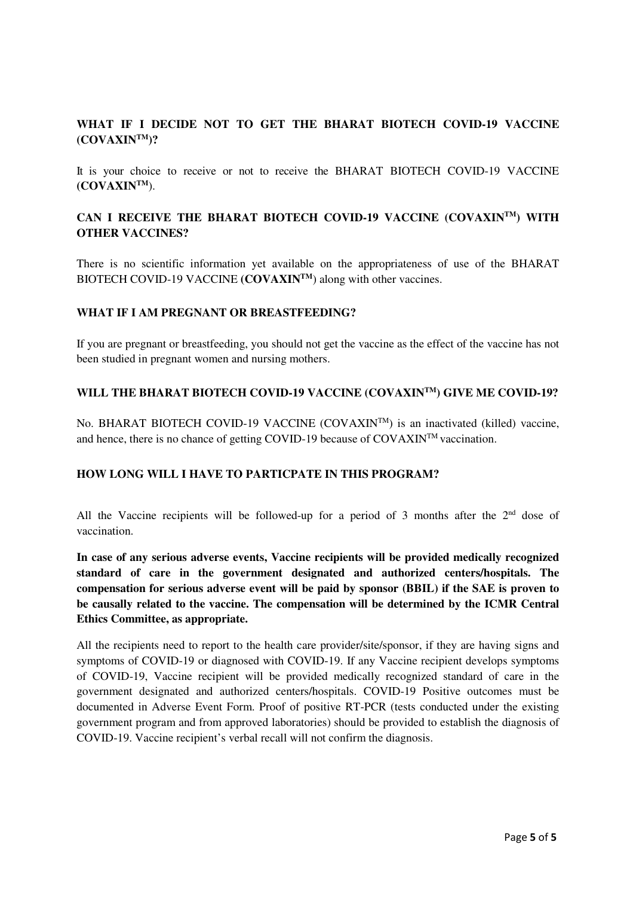## WHAT IF I DECIDE NOT TO GET THE BHARAT BIOTECH COVID-19 VACCINE (COVAXIN™)?

It is your choice to receive or not to receive the BHARAT BIOTECH COVID-19 VACCINE (**COVAXIN™**).

## CAN I RECEIVE THE BHARAT BIOTECH COVID-19 VACCINE (COVAXIN™) WITH OTHER VACCINES?

There is no scientific information yet available on the appropriateness of use of the BHARAT BIOTECH COVID-19 VACCINE (**COVAXIN™**) along with other vaccines.

## WHAT IF I AM PREGNANT OR BREASTFEEDING?

If you are pregnant or breastfeeding, you should not get the vaccine as the effect of the vaccine has not been studied in pregnant women and nursing mothers.

## WILL THE BHARAT BIOTECH COVID-19 VACCINE (COVAXIN™) GIVE ME COVID-19?

No. BHARAT BIOTECH COVID-19 VACCINE (COVAXIN™) is an inactivated (killed) vaccine, and hence, there is no chance of getting COVID-19 because of COVAXIN™ vaccination.

## HOW LONG WILL I HAVE TO PARTICPATE IN THIS PROGRAM?

All the Vaccine recipients will be followed-up for a period of 3 months after the 2nd dose of vaccination.

**In case of any serious adverse events, Vaccine recipients will be provided medically recognized standard of care in the government designated and authorized centers/hospitals. The compensation for serious adverse event will be paid by sponsor (BBIL) if the SAE is proven to be causally related to the vaccine. The compensation will be determined by the ICMR Central Ethics Committee, as appropriate.**

All the recipients need to report to the health care provider/site/sponsor, if they are having signs and symptoms of COVID-19 or diagnosed with COVID-19. If any Vaccine recipient develops symptoms of COVID-19, Vaccine recipient will be provided medically recognized standard of care in the government designated and authorized centers/hospitals. COVID-19 Positive outcomes must be documented in Adverse Event Form. Proof of positive RT-PCR (tests conducted under the existing government program and from approved laboratories) should be provided to establish the diagnosis of COVID-19. Vaccine recipient's verbal recall will not confirm the diagnosis.